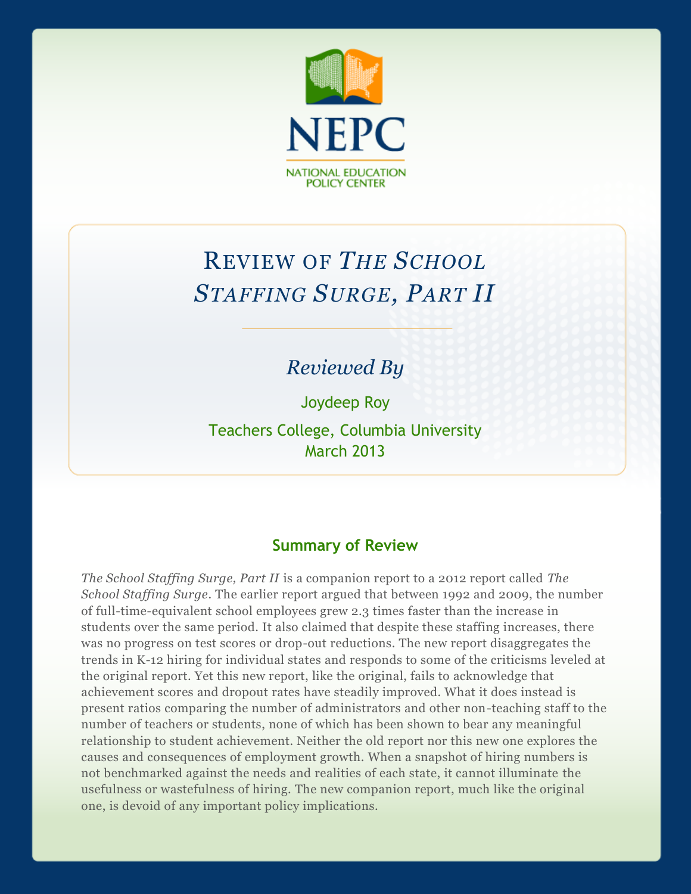NEPC

NATIONAL EDUCATION POLICY CENTER

# Review of *The School Staffing Surge, Part II*

*Reviewed By*

Joydeep Roy

Teachers College, Columbia University

March 2013

## Summary of Review

*The School Staffing Surge, Part II* is a companion report to a 2012 report called *The School Staffing Surge*. The earlier report argued that between 1992 and 2009, the number of full-time-equivalent school employees grew 2.3 times faster than the increase in students over the same period. It also claimed that despite these staffing increases, there was no progress on test scores or drop-out reductions. The new report disaggregates the trends in K-12 hiring for individual states and responds to some of the criticisms leveled at the original report. Yet this new report, like the original, fails to acknowledge that achievement scores and dropout rates have steadily improved. What it does instead is present ratios comparing the number of administrators and other non-teaching staff to the number of teachers or students, none of which has been shown to bear any meaningful relationship to student achievement. Neither the old report nor this new one explores the causes and consequences of employment growth. When a snapshot of hiring numbers is not benchmarked against the needs and realities of each state, it cannot illuminate the usefulness or wastefulness of hiring. The new companion report, much like the original one, is devoid of any important policy implications.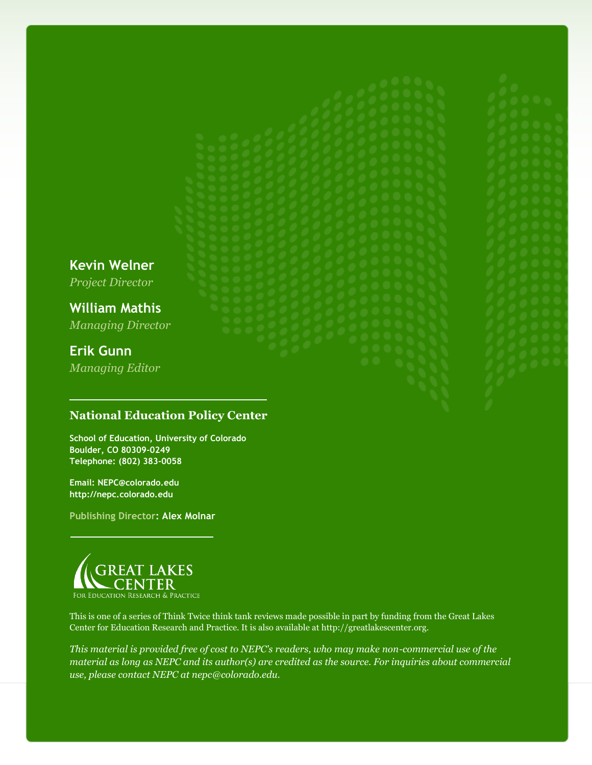**Kevin Welner**
*Project Director*

**William Mathis**
*Managing Director*

**Erik Gunn**
*Managing Editor*

---

**National Education Policy Center**

**School of Education, University of Colorado**
**Boulder, CO 80309-0249**
**Telephone: (802) 383-0058**

**Email: NEPC@colorado.edu**
**http://nepc.colorado.edu**

Publishing Director: **Alex Molnar**

---

GREAT LAKES CENTER
FOR EDUCATION RESEARCH & PRACTICE

This is one of a series of Think Twice think tank reviews made possible in part by funding from the Great Lakes Center for Education Research and Practice. It is also available at http://greatlakescenter.org.

*This material is provided free of cost to NEPC's readers, who may make non-commercial use of the material as long as NEPC and its author(s) are credited as the source. For inquiries about commercial use, please contact NEPC at nepc@colorado.edu.*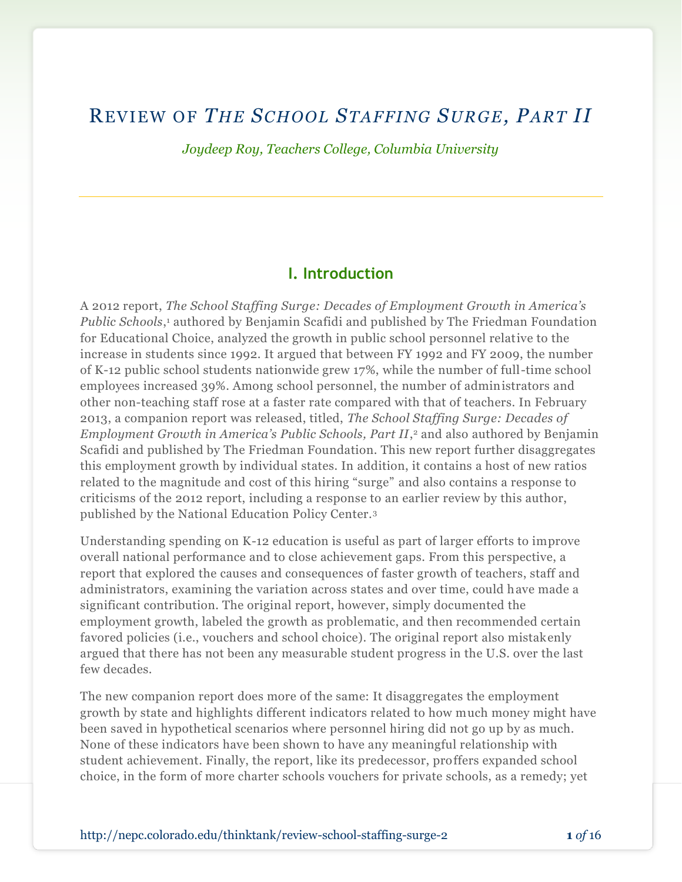# Review of *The School Staffing Surge, Part II*

*Joydeep Roy, Teachers College, Columbia University*

## I. Introduction

A 2012 report, *The School Staffing Surge: Decades of Employment Growth in America's Public Schools*,[1] authored by Benjamin Scafidi and published by The Friedman Foundation for Educational Choice, analyzed the growth in public school personnel relative to the increase in students since 1992. It argued that between FY 1992 and FY 2009, the number of K-12 public school students nationwide grew 17%, while the number of full-time school employees increased 39%. Among school personnel, the number of administrators and other non-teaching staff rose at a faster rate compared with that of teachers. In February 2013, a companion report was released, titled, *The School Staffing Surge: Decades of Employment Growth in America's Public Schools, Part II*,[2] and also authored by Benjamin Scafidi and published by The Friedman Foundation. This new report further disaggregates this employment growth by individual states. In addition, it contains a host of new ratios related to the magnitude and cost of this hiring "surge" and also contains a response to criticisms of the 2012 report, including a response to an earlier review by this author, published by the National Education Policy Center.[3]

Understanding spending on K-12 education is useful as part of larger efforts to improve overall national performance and to close achievement gaps. From this perspective, a report that explored the causes and consequences of faster growth of teachers, staff and administrators, examining the variation across states and over time, could have made a significant contribution. The original report, however, simply documented the employment growth, labeled the growth as problematic, and then recommended certain favored policies (i.e., vouchers and school choice). The original report also mistakenly argued that there has not been any measurable student progress in the U.S. over the last few decades.

The new companion report does more of the same: It disaggregates the employment growth by state and highlights different indicators related to how much money might have been saved in hypothetical scenarios where personnel hiring did not go up by as much. None of these indicators have been shown to have any meaningful relationship with student achievement. Finally, the report, like its predecessor, proffers expanded school choice, in the form of more charter schools vouchers for private schools, as a remedy; yet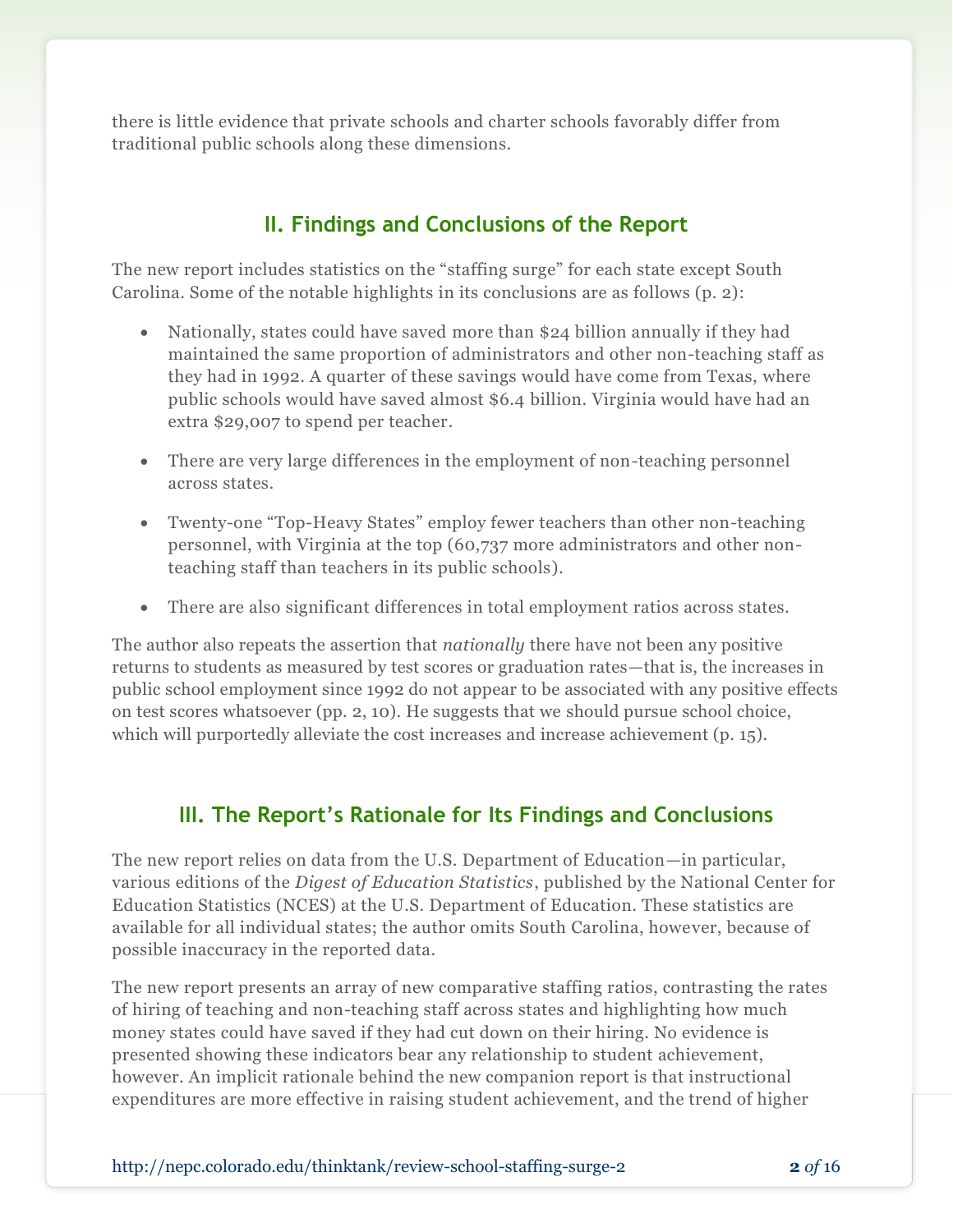there is little evidence that private schools and charter schools favorably differ from traditional public schools along these dimensions.

## II. Findings and Conclusions of the Report

The new report includes statistics on the "staffing surge" for each state except South Carolina. Some of the notable highlights in its conclusions are as follows (p. 2):

- Nationally, states could have saved more than $24 billion annually if they had maintained the same proportion of administrators and other non-teaching staff as they had in 1992. A quarter of these savings would have come from Texas, where public schools would have saved almost $6.4 billion. Virginia would have had an extra $29,007 to spend per teacher.
- There are very large differences in the employment of non-teaching personnel across states.
- Twenty-one "Top-Heavy States" employ fewer teachers than other non-teaching personnel, with Virginia at the top (60,737 more administrators and other non-teaching staff than teachers in its public schools).
- There are also significant differences in total employment ratios across states.

The author also repeats the assertion that *nationally* there have not been any positive returns to students as measured by test scores or graduation rates—that is, the increases in public school employment since 1992 do not appear to be associated with any positive effects on test scores whatsoever (pp. 2, 10). He suggests that we should pursue school choice, which will purportedly alleviate the cost increases and increase achievement (p. 15).

## III. The Report's Rationale for Its Findings and Conclusions

The new report relies on data from the U.S. Department of Education—in particular, various editions of the *Digest of Education Statistics*, published by the National Center for Education Statistics (NCES) at the U.S. Department of Education. These statistics are available for all individual states; the author omits South Carolina, however, because of possible inaccuracy in the reported data.

The new report presents an array of new comparative staffing ratios, contrasting the rates of hiring of teaching and non-teaching staff across states and highlighting how much money states could have saved if they had cut down on their hiring. No evidence is presented showing these indicators bear any relationship to student achievement, however. An implicit rationale behind the new companion report is that instructional expenditures are more effective in raising student achievement, and the trend of higher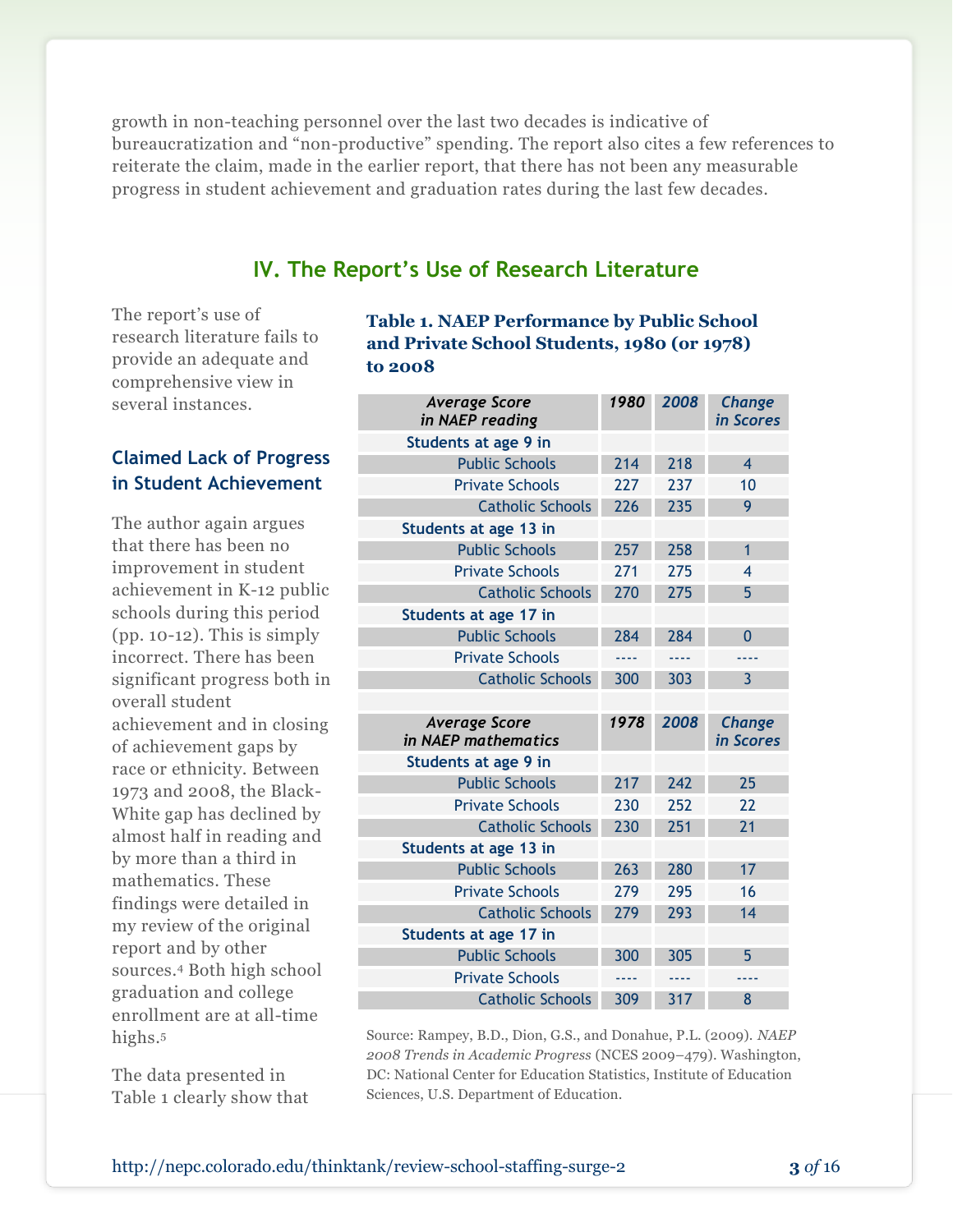growth in non-teaching personnel over the last two decades is indicative of bureaucratization and "non-productive" spending. The report also cites a few references to reiterate the claim, made in the earlier report, that there has not been any measurable progress in student achievement and graduation rates during the last few decades.

## IV. The Report's Use of Research Literature

The report's use of research literature fails to provide an adequate and comprehensive view in several instances.

### Claimed Lack of Progress in Student Achievement

The author again argues that there has been no improvement in student achievement in K-12 public schools during this period (pp. 10-12). This is simply incorrect. There has been significant progress both in overall student achievement and in closing of achievement gaps by race or ethnicity. Between 1973 and 2008, the Black-White gap has declined by almost half in reading and by more than a third in mathematics. These findings were detailed in my review of the original report and by other sources.[4] Both high school graduation and college enrollment are at all-time highs.[5]

**Table 1. NAEP Performance by Public School and Private School Students, 1980 (or 1978) to 2008**

| *Average Score in NAEP reading* | *1980* | *2008* | *Change in Scores* |
|---|---|---|---|
| **Students at age 9 in** | | | |
| Public Schools | 214 | 218 | 4 |
| Private Schools | 227 | 237 | 10 |
| Catholic Schools | 226 | 235 | 9 |
| **Students at age 13 in** | | | |
| Public Schools | 257 | 258 | 1 |
| Private Schools | 271 | 275 | 4 |
| Catholic Schools | 270 | 275 | 5 |
| **Students at age 17 in** | | | |
| Public Schools | 284 | 284 | 0 |
| Private Schools | ---- | ---- | ---- |
| Catholic Schools | 300 | 303 | 3 |
| | | | |
| *Average Score in NAEP mathematics* | *1978* | *2008* | *Change in Scores* |
| **Students at age 9 in** | | | |
| Public Schools | 217 | 242 | 25 |
| Private Schools | 230 | 252 | 22 |
| Catholic Schools | 230 | 251 | 21 |
| **Students at age 13 in** | | | |
| Public Schools | 263 | 280 | 17 |
| Private Schools | 279 | 295 | 16 |
| Catholic Schools | 279 | 293 | 14 |
| **Students at age 17 in** | | | |
| Public Schools | 300 | 305 | 5 |
| Private Schools | ---- | ---- | ---- |
| Catholic Schools | 309 | 317 | 8 |

Source: Rampey, B.D., Dion, G.S., and Donahue, P.L. (2009). *NAEP 2008 Trends in Academic Progress* (NCES 2009–479). Washington, DC: National Center for Education Statistics, Institute of Education Sciences, U.S. Department of Education.

The data presented in Table 1 clearly show that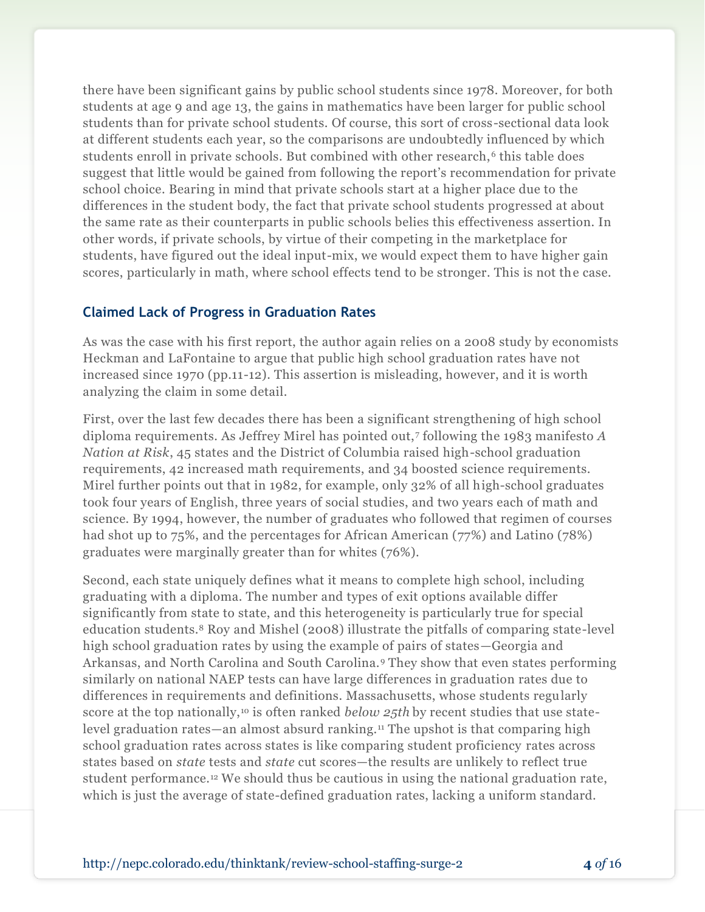there have been significant gains by public school students since 1978. Moreover, for both students at age 9 and age 13, the gains in mathematics have been larger for public school students than for private school students. Of course, this sort of cross-sectional data look at different students each year, so the comparisons are undoubtedly influenced by which students enroll in private schools. But combined with other research,[6] this table does suggest that little would be gained from following the report's recommendation for private school choice. Bearing in mind that private schools start at a higher place due to the differences in the student body, the fact that private school students progressed at about the same rate as their counterparts in public schools belies this effectiveness assertion. In other words, if private schools, by virtue of their competing in the marketplace for students, have figured out the ideal input-mix, we would expect them to have higher gain scores, particularly in math, where school effects tend to be stronger. This is not the case.

### Claimed Lack of Progress in Graduation Rates

As was the case with his first report, the author again relies on a 2008 study by economists Heckman and LaFontaine to argue that public high school graduation rates have not increased since 1970 (pp.11-12). This assertion is misleading, however, and it is worth analyzing the claim in some detail.

First, over the last few decades there has been a significant strengthening of high school diploma requirements. As Jeffrey Mirel has pointed out,[7] following the 1983 manifesto *A Nation at Risk*, 45 states and the District of Columbia raised high-school graduation requirements, 42 increased math requirements, and 34 boosted science requirements. Mirel further points out that in 1982, for example, only 32% of all high-school graduates took four years of English, three years of social studies, and two years each of math and science. By 1994, however, the number of graduates who followed that regimen of courses had shot up to 75%, and the percentages for African American (77%) and Latino (78%) graduates were marginally greater than for whites (76%).

Second, each state uniquely defines what it means to complete high school, including graduating with a diploma. The number and types of exit options available differ significantly from state to state, and this heterogeneity is particularly true for special education students.[8] Roy and Mishel (2008) illustrate the pitfalls of comparing state-level high school graduation rates by using the example of pairs of states—Georgia and Arkansas, and North Carolina and South Carolina.[9] They show that even states performing similarly on national NAEP tests can have large differences in graduation rates due to differences in requirements and definitions. Massachusetts, whose students regularly score at the top nationally,[10] is often ranked *below 25th* by recent studies that use state-level graduation rates—an almost absurd ranking.[11] The upshot is that comparing high school graduation rates across states is like comparing student proficiency rates across states based on *state* tests and *state* cut scores—the results are unlikely to reflect true student performance.[12] We should thus be cautious in using the national graduation rate, which is just the average of state-defined graduation rates, lacking a uniform standard.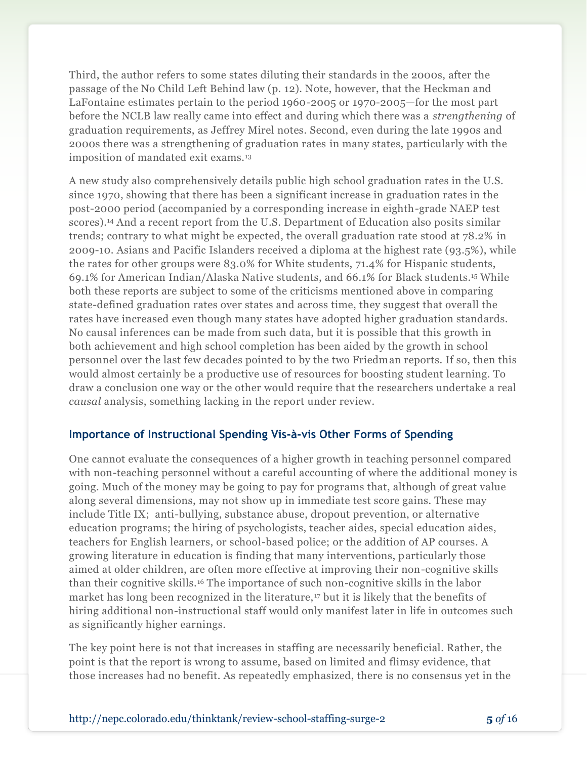Third, the author refers to some states diluting their standards in the 2000s, after the passage of the No Child Left Behind law (p. 12). Note, however, that the Heckman and LaFontaine estimates pertain to the period 1960-2005 or 1970-2005—for the most part before the NCLB law really came into effect and during which there was a *strengthening* of graduation requirements, as Jeffrey Mirel notes. Second, even during the late 1990s and 2000s there was a strengthening of graduation rates in many states, particularly with the imposition of mandated exit exams.[13]

A new study also comprehensively details public high school graduation rates in the U.S. since 1970, showing that there has been a significant increase in graduation rates in the post-2000 period (accompanied by a corresponding increase in eighth-grade NAEP test scores).[14] And a recent report from the U.S. Department of Education also posits similar trends; contrary to what might be expected, the overall graduation rate stood at 78.2% in 2009-10. Asians and Pacific Islanders received a diploma at the highest rate (93.5%), while the rates for other groups were 83.0% for White students, 71.4% for Hispanic students, 69.1% for American Indian/Alaska Native students, and 66.1% for Black students.[15] While both these reports are subject to some of the criticisms mentioned above in comparing state-defined graduation rates over states and across time, they suggest that overall the rates have increased even though many states have adopted higher graduation standards. No causal inferences can be made from such data, but it is possible that this growth in both achievement and high school completion has been aided by the growth in school personnel over the last few decades pointed to by the two Friedman reports. If so, then this would almost certainly be a productive use of resources for boosting student learning. To draw a conclusion one way or the other would require that the researchers undertake a real *causal* analysis, something lacking in the report under review.

## Importance of Instructional Spending Vis-à-vis Other Forms of Spending

One cannot evaluate the consequences of a higher growth in teaching personnel compared with non-teaching personnel without a careful accounting of where the additional money is going. Much of the money may be going to pay for programs that, although of great value along several dimensions, may not show up in immediate test score gains. These may include Title IX; anti-bullying, substance abuse, dropout prevention, or alternative education programs; the hiring of psychologists, teacher aides, special education aides, teachers for English learners, or school-based police; or the addition of AP courses. A growing literature in education is finding that many interventions, particularly those aimed at older children, are often more effective at improving their non-cognitive skills than their cognitive skills.[16] The importance of such non-cognitive skills in the labor market has long been recognized in the literature,[17] but it is likely that the benefits of hiring additional non-instructional staff would only manifest later in life in outcomes such as significantly higher earnings.

The key point here is not that increases in staffing are necessarily beneficial. Rather, the point is that the report is wrong to assume, based on limited and flimsy evidence, that those increases had no benefit. As repeatedly emphasized, there is no consensus yet in the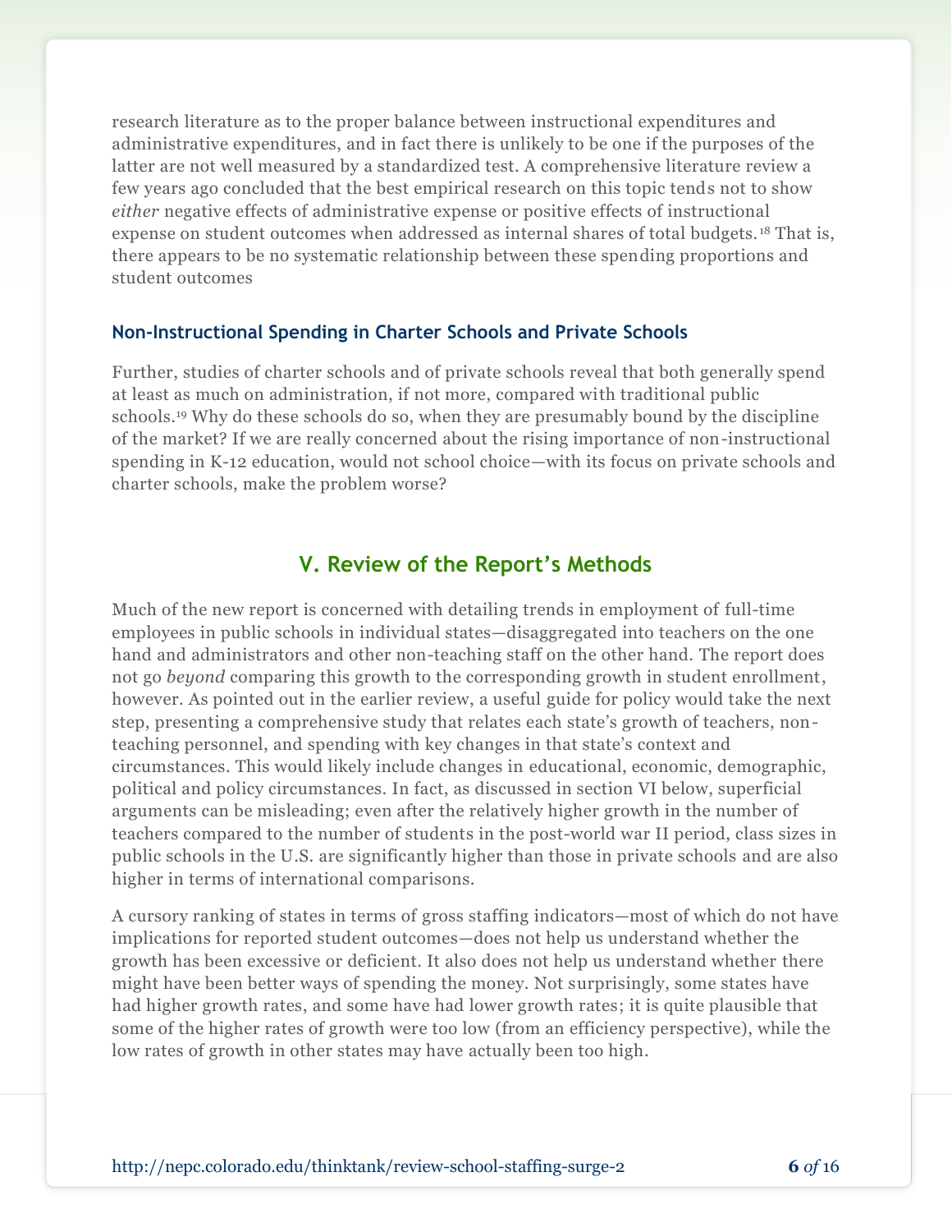research literature as to the proper balance between instructional expenditures and administrative expenditures, and in fact there is unlikely to be one if the purposes of the latter are not well measured by a standardized test. A comprehensive literature review a few years ago concluded that the best empirical research on this topic tends not to show *either* negative effects of administrative expense or positive effects of instructional expense on student outcomes when addressed as internal shares of total budgets.[18] That is, there appears to be no systematic relationship between these spending proportions and student outcomes

### Non-Instructional Spending in Charter Schools and Private Schools

Further, studies of charter schools and of private schools reveal that both generally spend at least as much on administration, if not more, compared with traditional public schools.[19] Why do these schools do so, when they are presumably bound by the discipline of the market? If we are really concerned about the rising importance of non-instructional spending in K-12 education, would not school choice—with its focus on private schools and charter schools, make the problem worse?

## V. Review of the Report's Methods

Much of the new report is concerned with detailing trends in employment of full-time employees in public schools in individual states—disaggregated into teachers on the one hand and administrators and other non-teaching staff on the other hand. The report does not go *beyond* comparing this growth to the corresponding growth in student enrollment, however. As pointed out in the earlier review, a useful guide for policy would take the next step, presenting a comprehensive study that relates each state's growth of teachers, non-teaching personnel, and spending with key changes in that state's context and circumstances. This would likely include changes in educational, economic, demographic, political and policy circumstances. In fact, as discussed in section VI below, superficial arguments can be misleading; even after the relatively higher growth in the number of teachers compared to the number of students in the post-world war II period, class sizes in public schools in the U.S. are significantly higher than those in private schools and are also higher in terms of international comparisons.

A cursory ranking of states in terms of gross staffing indicators—most of which do not have implications for reported student outcomes—does not help us understand whether the growth has been excessive or deficient. It also does not help us understand whether there might have been better ways of spending the money. Not surprisingly, some states have had higher growth rates, and some have had lower growth rates; it is quite plausible that some of the higher rates of growth were too low (from an efficiency perspective), while the low rates of growth in other states may have actually been too high.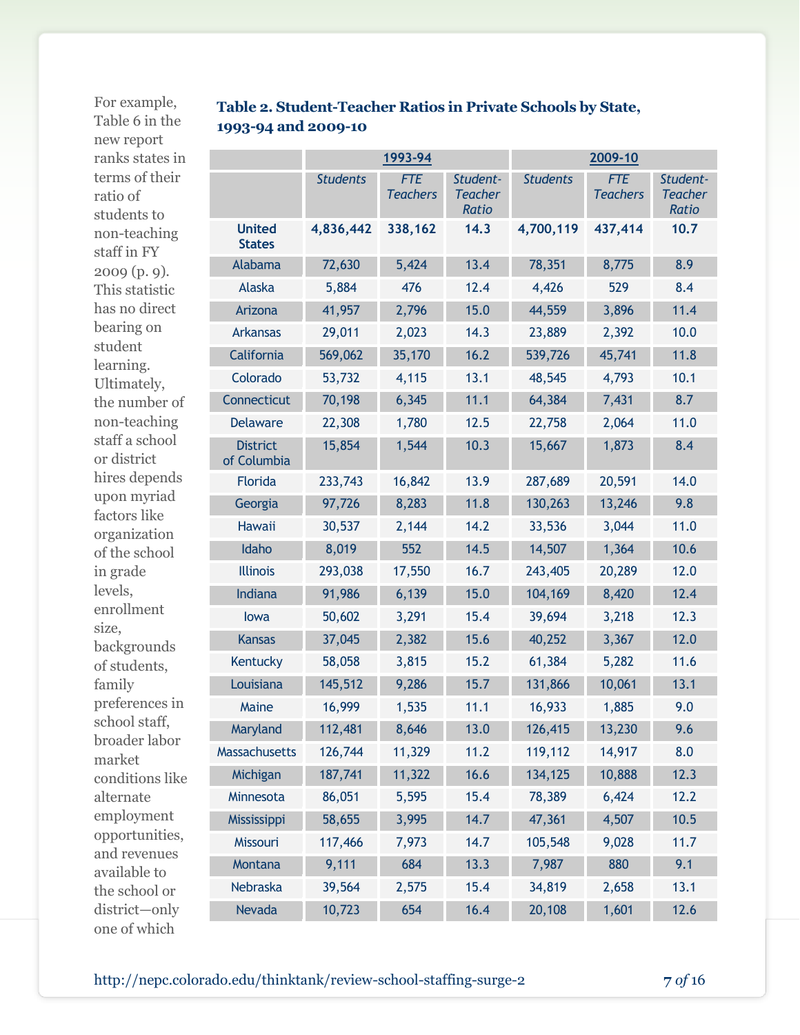For example, Table 6 in the new report ranks states in terms of their ratio of students to non-teaching staff in FY 2009 (p. 9). This statistic has no direct bearing on student learning. Ultimately, the number of non-teaching staff a school or district hires depends upon myriad factors like organization of the school in grade levels, enrollment size, backgrounds of students, family preferences in school staff, broader labor market conditions like alternate employment opportunities, and revenues available to the school or district—only one of which

**Table 2. Student-Teacher Ratios in Private Schools by State, 1993-94 and 2009-10**

| | 1993-94 | | | 2009-10 | | |
|---|---|---|---|---|---|---|
| | *Students* | *FTE Teachers* | *Student-Teacher Ratio* | *Students* | *FTE Teachers* | *Student-Teacher Ratio* |
| **United States** | **4,836,442** | **338,162** | **14.3** | **4,700,119** | **437,414** | **10.7** |
| Alabama | 72,630 | 5,424 | 13.4 | 78,351 | 8,775 | 8.9 |
| Alaska | 5,884 | 476 | 12.4 | 4,426 | 529 | 8.4 |
| Arizona | 41,957 | 2,796 | 15.0 | 44,559 | 3,896 | 11.4 |
| Arkansas | 29,011 | 2,023 | 14.3 | 23,889 | 2,392 | 10.0 |
| California | 569,062 | 35,170 | 16.2 | 539,726 | 45,741 | 11.8 |
| Colorado | 53,732 | 4,115 | 13.1 | 48,545 | 4,793 | 10.1 |
| Connecticut | 70,198 | 6,345 | 11.1 | 64,384 | 7,431 | 8.7 |
| Delaware | 22,308 | 1,780 | 12.5 | 22,758 | 2,064 | 11.0 |
| District of Columbia | 15,854 | 1,544 | 10.3 | 15,667 | 1,873 | 8.4 |
| Florida | 233,743 | 16,842 | 13.9 | 287,689 | 20,591 | 14.0 |
| Georgia | 97,726 | 8,283 | 11.8 | 130,263 | 13,246 | 9.8 |
| Hawaii | 30,537 | 2,144 | 14.2 | 33,536 | 3,044 | 11.0 |
| Idaho | 8,019 | 552 | 14.5 | 14,507 | 1,364 | 10.6 |
| Illinois | 293,038 | 17,550 | 16.7 | 243,405 | 20,289 | 12.0 |
| Indiana | 91,986 | 6,139 | 15.0 | 104,169 | 8,420 | 12.4 |
| Iowa | 50,602 | 3,291 | 15.4 | 39,694 | 3,218 | 12.3 |
| Kansas | 37,045 | 2,382 | 15.6 | 40,252 | 3,367 | 12.0 |
| Kentucky | 58,058 | 3,815 | 15.2 | 61,384 | 5,282 | 11.6 |
| Louisiana | 145,512 | 9,286 | 15.7 | 131,866 | 10,061 | 13.1 |
| Maine | 16,999 | 1,535 | 11.1 | 16,933 | 1,885 | 9.0 |
| Maryland | 112,481 | 8,646 | 13.0 | 126,415 | 13,230 | 9.6 |
| Massachusetts | 126,744 | 11,329 | 11.2 | 119,112 | 14,917 | 8.0 |
| Michigan | 187,741 | 11,322 | 16.6 | 134,125 | 10,888 | 12.3 |
| Minnesota | 86,051 | 5,595 | 15.4 | 78,389 | 6,424 | 12.2 |
| Mississippi | 58,655 | 3,995 | 14.7 | 47,361 | 4,507 | 10.5 |
| Missouri | 117,466 | 7,973 | 14.7 | 105,548 | 9,028 | 11.7 |
| Montana | 9,111 | 684 | 13.3 | 7,987 | 880 | 9.1 |
| Nebraska | 39,564 | 2,575 | 15.4 | 34,819 | 2,658 | 13.1 |
| Nevada | 10,723 | 654 | 16.4 | 20,108 | 1,601 | 12.6 |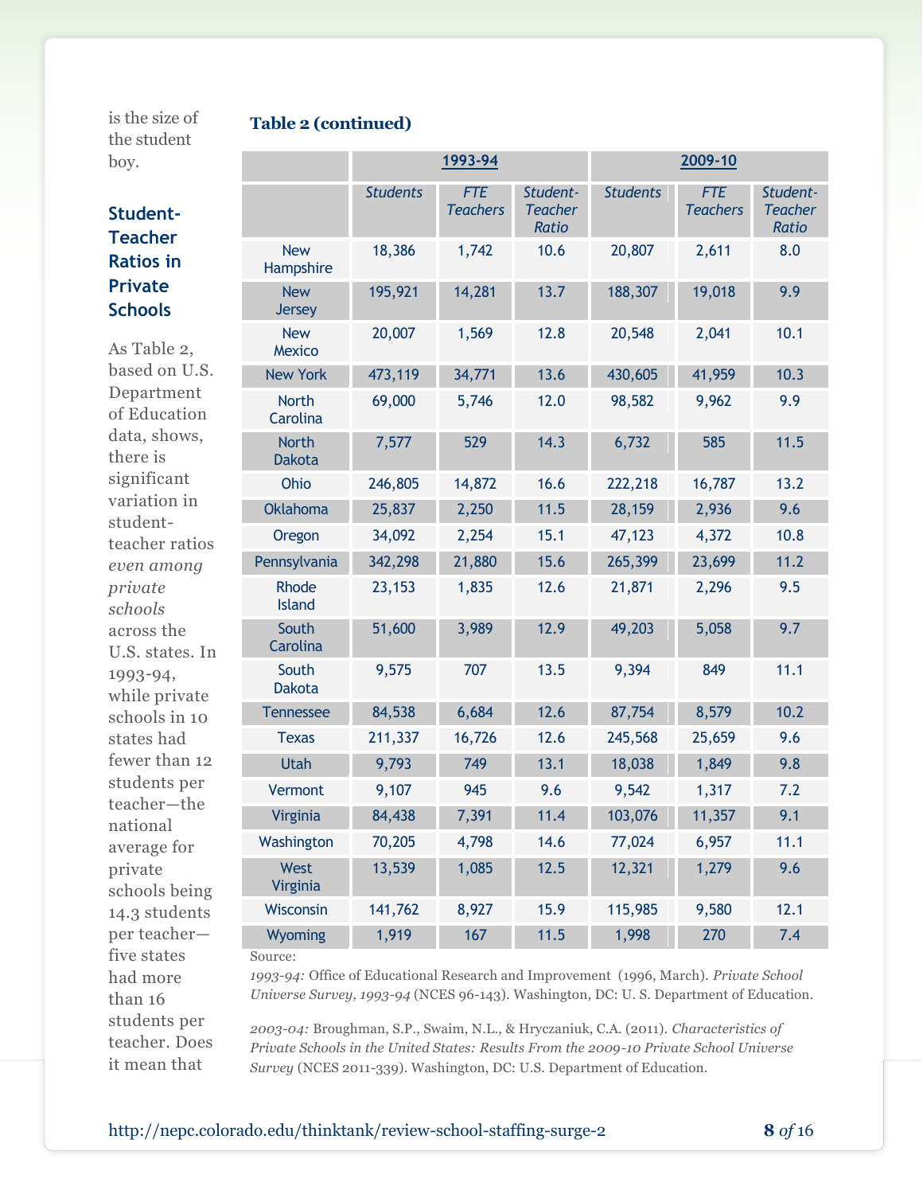is the size of the student boy.

### Student-Teacher Ratios in Private Schools

As Table 2, based on U.S. Department of Education data, shows, there is significant variation in student-teacher ratios *even among private schools* across the U.S. states. In 1993-94, while private schools in 10 states had fewer than 12 students per teacher—the national average for private schools being 14.3 students per teacher—five states had more than 16 students per teacher. Does it mean that

**Table 2 (continued)**

| | 1993-94 | | | 2009-10 | | |
|---|---|---|---|---|---|---|
| | *Students* | *FTE Teachers* | *Student-Teacher Ratio* | *Students* | *FTE Teachers* | *Student-Teacher Ratio* |
| New Hampshire | 18,386 | 1,742 | 10.6 | 20,807 | 2,611 | 8.0 |
| New Jersey | 195,921 | 14,281 | 13.7 | 188,307 | 19,018 | 9.9 |
| New Mexico | 20,007 | 1,569 | 12.8 | 20,548 | 2,041 | 10.1 |
| New York | 473,119 | 34,771 | 13.6 | 430,605 | 41,959 | 10.3 |
| North Carolina | 69,000 | 5,746 | 12.0 | 98,582 | 9,962 | 9.9 |
| North Dakota | 7,577 | 529 | 14.3 | 6,732 | 585 | 11.5 |
| Ohio | 246,805 | 14,872 | 16.6 | 222,218 | 16,787 | 13.2 |
| Oklahoma | 25,837 | 2,250 | 11.5 | 28,159 | 2,936 | 9.6 |
| Oregon | 34,092 | 2,254 | 15.1 | 47,123 | 4,372 | 10.8 |
| Pennsylvania | 342,298 | 21,880 | 15.6 | 265,399 | 23,699 | 11.2 |
| Rhode Island | 23,153 | 1,835 | 12.6 | 21,871 | 2,296 | 9.5 |
| South Carolina | 51,600 | 3,989 | 12.9 | 49,203 | 5,058 | 9.7 |
| South Dakota | 9,575 | 707 | 13.5 | 9,394 | 849 | 11.1 |
| Tennessee | 84,538 | 6,684 | 12.6 | 87,754 | 8,579 | 10.2 |
| Texas | 211,337 | 16,726 | 12.6 | 245,568 | 25,659 | 9.6 |
| Utah | 9,793 | 749 | 13.1 | 18,038 | 1,849 | 9.8 |
| Vermont | 9,107 | 945 | 9.6 | 9,542 | 1,317 | 7.2 |
| Virginia | 84,438 | 7,391 | 11.4 | 103,076 | 11,357 | 9.1 |
| Washington | 70,205 | 4,798 | 14.6 | 77,024 | 6,957 | 11.1 |
| West Virginia | 13,539 | 1,085 | 12.5 | 12,321 | 1,279 | 9.6 |
| Wisconsin | 141,762 | 8,927 | 15.9 | 115,985 | 9,580 | 12.1 |
| Wyoming | 1,919 | 167 | 11.5 | 1,998 | 270 | 7.4 |

Source:

*1993-94:* Office of Educational Research and Improvement (1996, March). *Private School Universe Survey, 1993-94* (NCES 96-143). Washington, DC: U. S. Department of Education.

*2003-04:* Broughman, S.P., Swaim, N.L., & Hryczaniuk, C.A. (2011). *Characteristics of Private Schools in the United States: Results From the 2009-10 Private School Universe Survey* (NCES 2011-339). Washington, DC: U.S. Department of Education.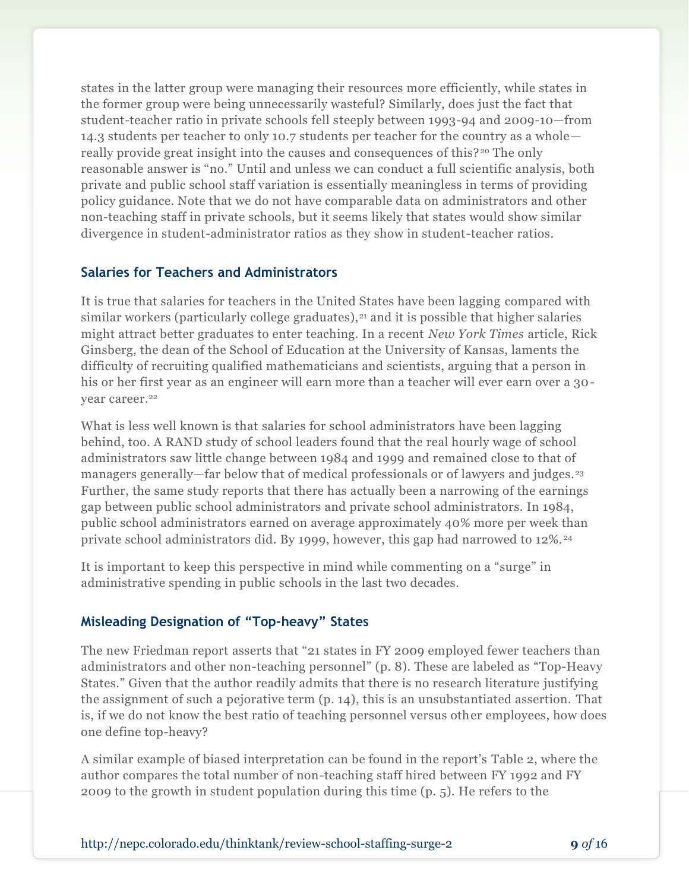states in the latter group were managing their resources more efficiently, while states in the former group were being unnecessarily wasteful? Similarly, does just the fact that student-teacher ratio in private schools fell steeply between 1993-94 and 2009-10—from 14.3 students per teacher to only 10.7 students per teacher for the country as a whole—really provide great insight into the causes and consequences of this?[20] The only reasonable answer is "no." Until and unless we can conduct a full scientific analysis, both private and public school staff variation is essentially meaningless in terms of providing policy guidance. Note that we do not have comparable data on administrators and other non-teaching staff in private schools, but it seems likely that states would show similar divergence in student-administrator ratios as they show in student-teacher ratios.

### Salaries for Teachers and Administrators

It is true that salaries for teachers in the United States have been lagging compared with similar workers (particularly college graduates),[21] and it is possible that higher salaries might attract better graduates to enter teaching. In a recent *New York Times* article, Rick Ginsberg, the dean of the School of Education at the University of Kansas, laments the difficulty of recruiting qualified mathematicians and scientists, arguing that a person in his or her first year as an engineer will earn more than a teacher will ever earn over a 30-year career.[22]

What is less well known is that salaries for school administrators have been lagging behind, too. A RAND study of school leaders found that the real hourly wage of school administrators saw little change between 1984 and 1999 and remained close to that of managers generally—far below that of medical professionals or of lawyers and judges.[23] Further, the same study reports that there has actually been a narrowing of the earnings gap between public school administrators and private school administrators. In 1984, public school administrators earned on average approximately 40% more per week than private school administrators did. By 1999, however, this gap had narrowed to 12%.[24]

It is important to keep this perspective in mind while commenting on a "surge" in administrative spending in public schools in the last two decades.

### Misleading Designation of "Top-heavy" States

The new Friedman report asserts that "21 states in FY 2009 employed fewer teachers than administrators and other non-teaching personnel" (p. 8). These are labeled as "Top-Heavy States." Given that the author readily admits that there is no research literature justifying the assignment of such a pejorative term (p. 14), this is an unsubstantiated assertion. That is, if we do not know the best ratio of teaching personnel versus other employees, how does one define top-heavy?

A similar example of biased interpretation can be found in the report's Table 2, where the author compares the total number of non-teaching staff hired between FY 1992 and FY 2009 to the growth in student population during this time (p. 5). He refers to the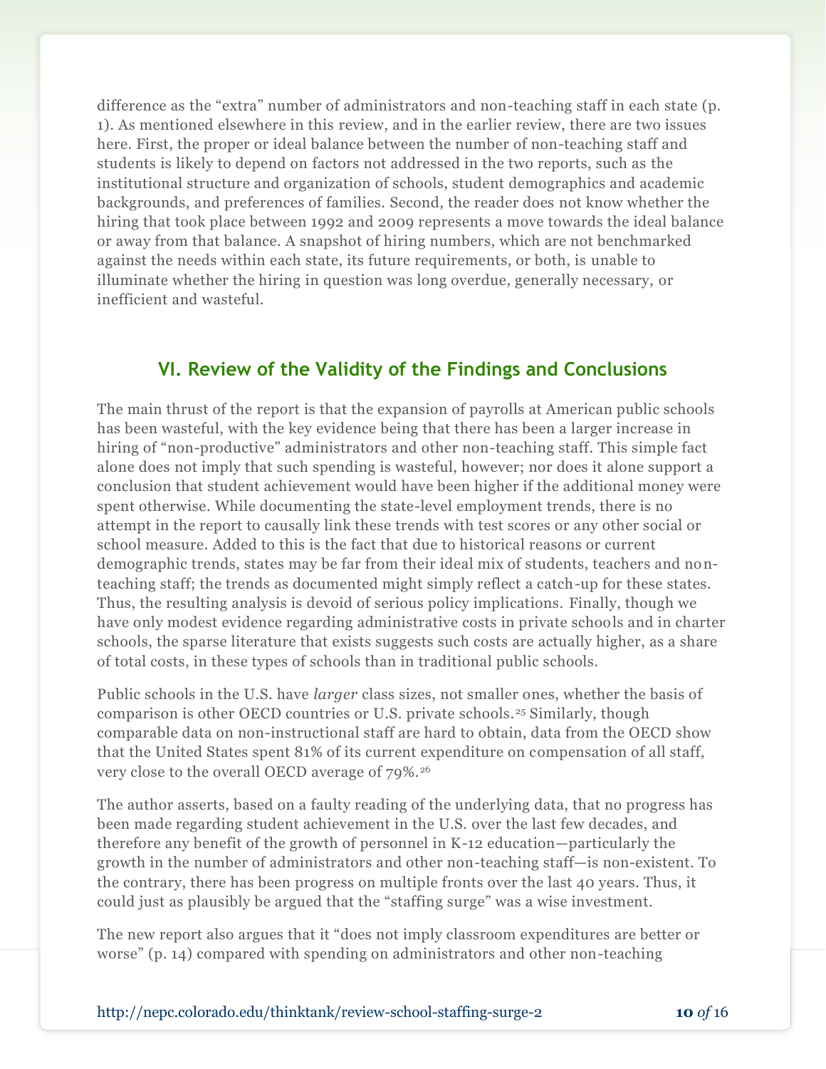difference as the "extra" number of administrators and non-teaching staff in each state (p. 1). As mentioned elsewhere in this review, and in the earlier review, there are two issues here. First, the proper or ideal balance between the number of non-teaching staff and students is likely to depend on factors not addressed in the two reports, such as the institutional structure and organization of schools, student demographics and academic backgrounds, and preferences of families. Second, the reader does not know whether the hiring that took place between 1992 and 2009 represents a move towards the ideal balance or away from that balance. A snapshot of hiring numbers, which are not benchmarked against the needs within each state, its future requirements, or both, is unable to illuminate whether the hiring in question was long overdue, generally necessary, or inefficient and wasteful.

## VI. Review of the Validity of the Findings and Conclusions

The main thrust of the report is that the expansion of payrolls at American public schools has been wasteful, with the key evidence being that there has been a larger increase in hiring of "non-productive" administrators and other non-teaching staff. This simple fact alone does not imply that such spending is wasteful, however; nor does it alone support a conclusion that student achievement would have been higher if the additional money were spent otherwise. While documenting the state-level employment trends, there is no attempt in the report to causally link these trends with test scores or any other social or school measure. Added to this is the fact that due to historical reasons or current demographic trends, states may be far from their ideal mix of students, teachers and non-teaching staff; the trends as documented might simply reflect a catch-up for these states. Thus, the resulting analysis is devoid of serious policy implications. Finally, though we have only modest evidence regarding administrative costs in private schools and in charter schools, the sparse literature that exists suggests such costs are actually higher, as a share of total costs, in these types of schools than in traditional public schools.

Public schools in the U.S. have *larger* class sizes, not smaller ones, whether the basis of comparison is other OECD countries or U.S. private schools.[25] Similarly, though comparable data on non-instructional staff are hard to obtain, data from the OECD show that the United States spent 81% of its current expenditure on compensation of all staff, very close to the overall OECD average of 79%.[26]

The author asserts, based on a faulty reading of the underlying data, that no progress has been made regarding student achievement in the U.S. over the last few decades, and therefore any benefit of the growth of personnel in K-12 education—particularly the growth in the number of administrators and other non-teaching staff—is non-existent. To the contrary, there has been progress on multiple fronts over the last 40 years. Thus, it could just as plausibly be argued that the "staffing surge" was a wise investment.

The new report also argues that it "does not imply classroom expenditures are better or worse" (p. 14) compared with spending on administrators and other non-teaching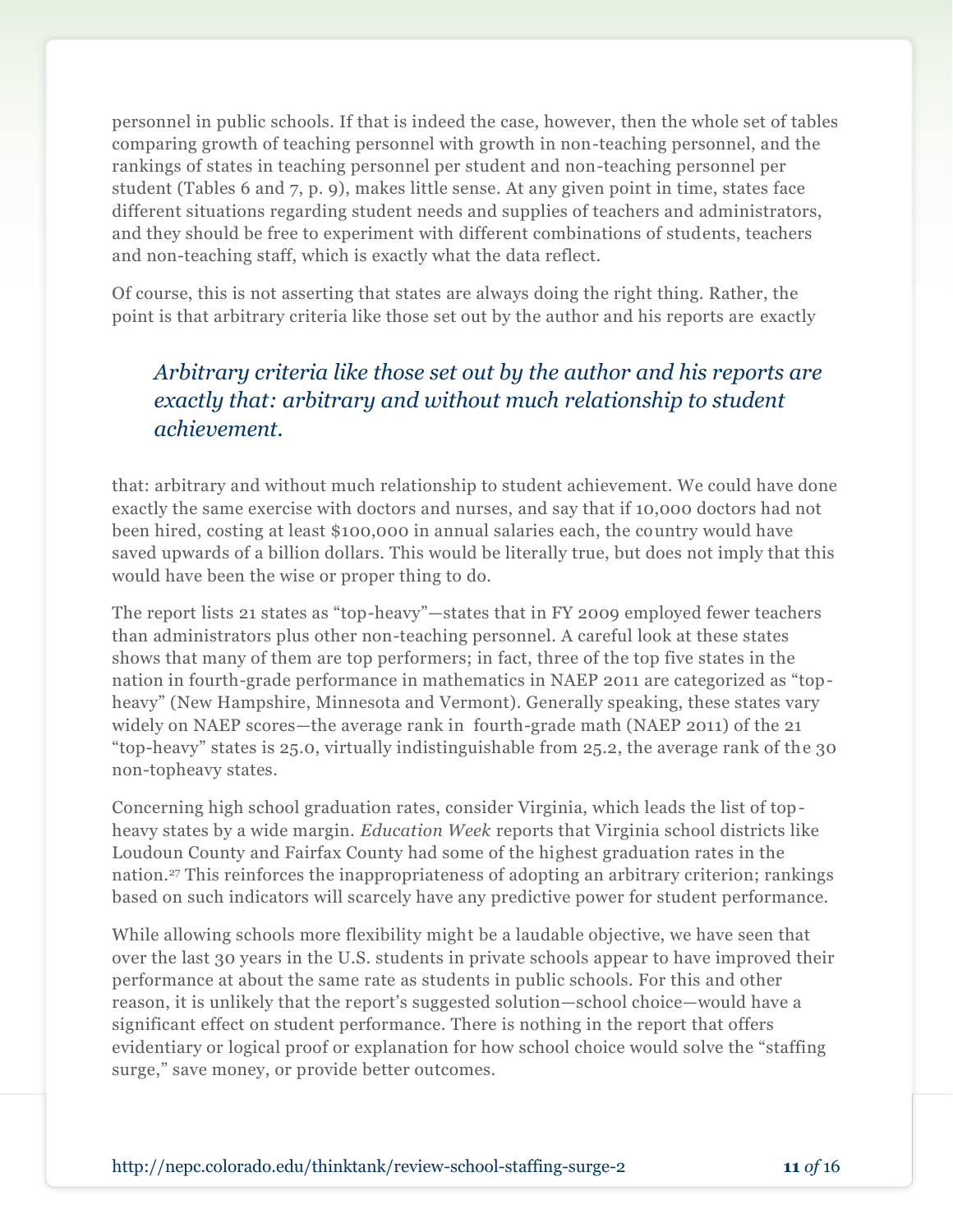personnel in public schools. If that is indeed the case, however, then the whole set of tables comparing growth of teaching personnel with growth in non-teaching personnel, and the rankings of states in teaching personnel per student and non-teaching personnel per student (Tables 6 and 7, p. 9), makes little sense. At any given point in time, states face different situations regarding student needs and supplies of teachers and administrators, and they should be free to experiment with different combinations of students, teachers and non-teaching staff, which is exactly what the data reflect.

Of course, this is not asserting that states are always doing the right thing. Rather, the point is that arbitrary criteria like those set out by the author and his reports are exactly that: arbitrary and without much relationship to student achievement. We could have done exactly the same exercise with doctors and nurses, and say that if 10,000 doctors had not been hired, costing at least $100,000 in annual salaries each, the country would have saved upwards of a billion dollars. This would be literally true, but does not imply that this would have been the wise or proper thing to do.

> *Arbitrary criteria like those set out by the author and his reports are exactly that: arbitrary and without much relationship to student achievement.*

The report lists 21 states as "top-heavy"—states that in FY 2009 employed fewer teachers than administrators plus other non-teaching personnel. A careful look at these states shows that many of them are top performers; in fact, three of the top five states in the nation in fourth-grade performance in mathematics in NAEP 2011 are categorized as "top-heavy" (New Hampshire, Minnesota and Vermont). Generally speaking, these states vary widely on NAEP scores—the average rank in fourth-grade math (NAEP 2011) of the 21 "top-heavy" states is 25.0, virtually indistinguishable from 25.2, the average rank of the 30 non-topheavy states.

Concerning high school graduation rates, consider Virginia, which leads the list of top-heavy states by a wide margin. *Education Week* reports that Virginia school districts like Loudoun County and Fairfax County had some of the highest graduation rates in the nation.[27] This reinforces the inappropriateness of adopting an arbitrary criterion; rankings based on such indicators will scarcely have any predictive power for student performance.

While allowing schools more flexibility might be a laudable objective, we have seen that over the last 30 years in the U.S. students in private schools appear to have improved their performance at about the same rate as students in public schools. For this and other reason, it is unlikely that the report's suggested solution—school choice—would have a significant effect on student performance. There is nothing in the report that offers evidentiary or logical proof or explanation for how school choice would solve the "staffing surge," save money, or provide better outcomes.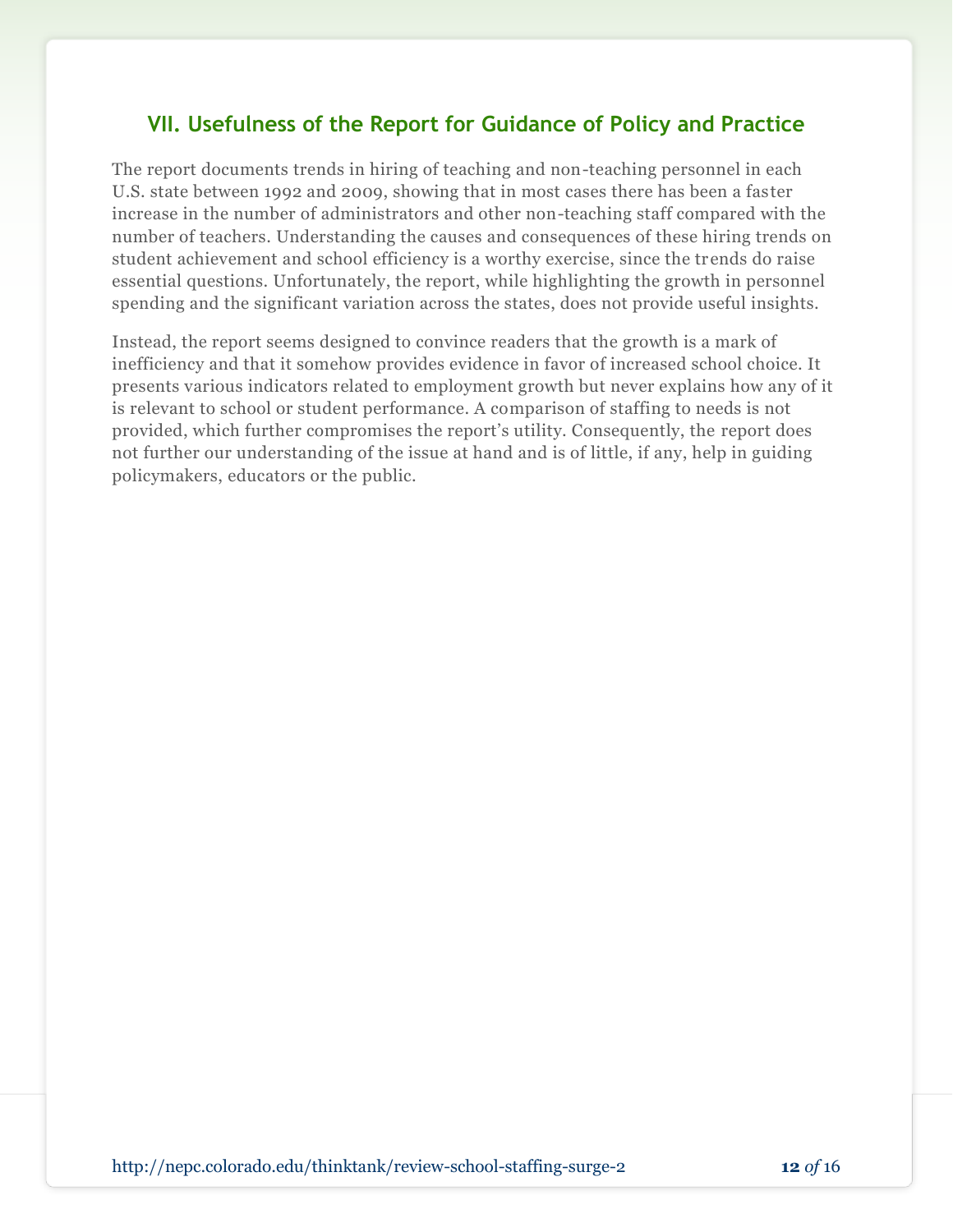## VII. Usefulness of the Report for Guidance of Policy and Practice

The report documents trends in hiring of teaching and non-teaching personnel in each U.S. state between 1992 and 2009, showing that in most cases there has been a faster increase in the number of administrators and other non-teaching staff compared with the number of teachers. Understanding the causes and consequences of these hiring trends on student achievement and school efficiency is a worthy exercise, since the trends do raise essential questions. Unfortunately, the report, while highlighting the growth in personnel spending and the significant variation across the states, does not provide useful insights.

Instead, the report seems designed to convince readers that the growth is a mark of inefficiency and that it somehow provides evidence in favor of increased school choice. It presents various indicators related to employment growth but never explains how any of it is relevant to school or student performance. A comparison of staffing to needs is not provided, which further compromises the report's utility. Consequently, the report does not further our understanding of the issue at hand and is of little, if any, help in guiding policymakers, educators or the public.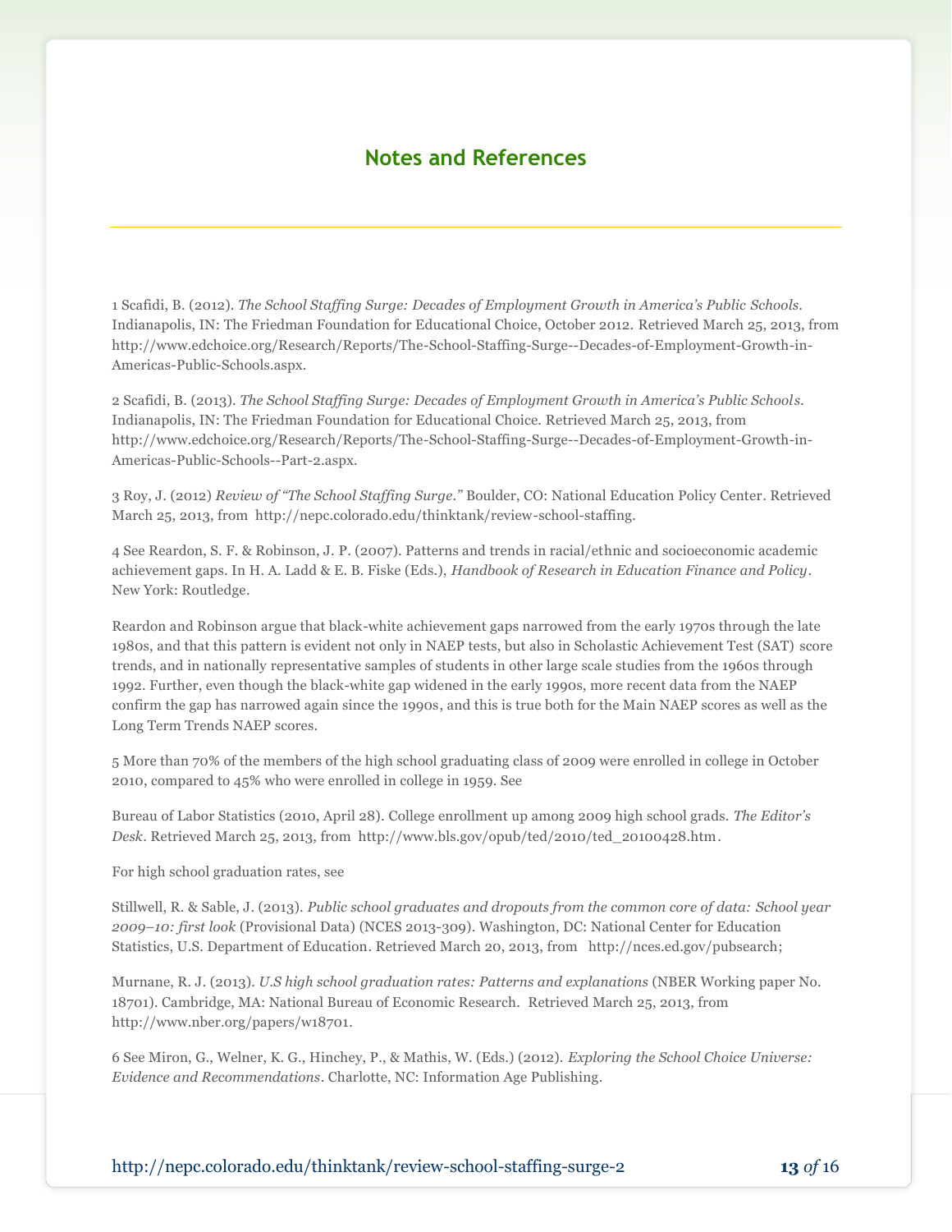## Notes and References

1 Scafidi, B. (2012). *The School Staffing Surge: Decades of Employment Growth in America's Public Schools*. Indianapolis, IN: The Friedman Foundation for Educational Choice, October 2012. Retrieved March 25, 2013, from http://www.edchoice.org/Research/Reports/The-School-Staffing-Surge--Decades-of-Employment-Growth-in-Americas-Public-Schools.aspx.

2 Scafidi, B. (2013). *The School Staffing Surge: Decades of Employment Growth in America's Public Schools*. Indianapolis, IN: The Friedman Foundation for Educational Choice. Retrieved March 25, 2013, from http://www.edchoice.org/Research/Reports/The-School-Staffing-Surge--Decades-of-Employment-Growth-in-Americas-Public-Schools--Part-2.aspx.

3 Roy, J. (2012) *Review of "The School Staffing Surge."* Boulder, CO: National Education Policy Center. Retrieved March 25, 2013, from http://nepc.colorado.edu/thinktank/review-school-staffing.

4 See Reardon, S. F. & Robinson, J. P. (2007). Patterns and trends in racial/ethnic and socioeconomic academic achievement gaps. In H. A. Ladd & E. B. Fiske (Eds.), *Handbook of Research in Education Finance and Policy*. New York: Routledge.

Reardon and Robinson argue that black-white achievement gaps narrowed from the early 1970s through the late 1980s, and that this pattern is evident not only in NAEP tests, but also in Scholastic Achievement Test (SAT) score trends, and in nationally representative samples of students in other large scale studies from the 1960s through 1992. Further, even though the black-white gap widened in the early 1990s, more recent data from the NAEP confirm the gap has narrowed again since the 1990s, and this is true both for the Main NAEP scores as well as the Long Term Trends NAEP scores.

5 More than 70% of the members of the high school graduating class of 2009 were enrolled in college in October 2010, compared to 45% who were enrolled in college in 1959. See

Bureau of Labor Statistics (2010, April 28). College enrollment up among 2009 high school grads. *The Editor's Desk*. Retrieved March 25, 2013, from http://www.bls.gov/opub/ted/2010/ted_20100428.htm.

For high school graduation rates, see

Stillwell, R. & Sable, J. (2013). *Public school graduates and dropouts from the common core of data: School year 2009–10: first look* (Provisional Data) (NCES 2013-309). Washington, DC: National Center for Education Statistics, U.S. Department of Education. Retrieved March 20, 2013, from http://nces.ed.gov/pubsearch;

Murnane, R. J. (2013). *U.S high school graduation rates: Patterns and explanations* (NBER Working paper No. 18701). Cambridge, MA: National Bureau of Economic Research. Retrieved March 25, 2013, from http://www.nber.org/papers/w18701.

6 See Miron, G., Welner, K. G., Hinchey, P., & Mathis, W. (Eds.) (2012). *Exploring the School Choice Universe: Evidence and Recommendations*. Charlotte, NC: Information Age Publishing.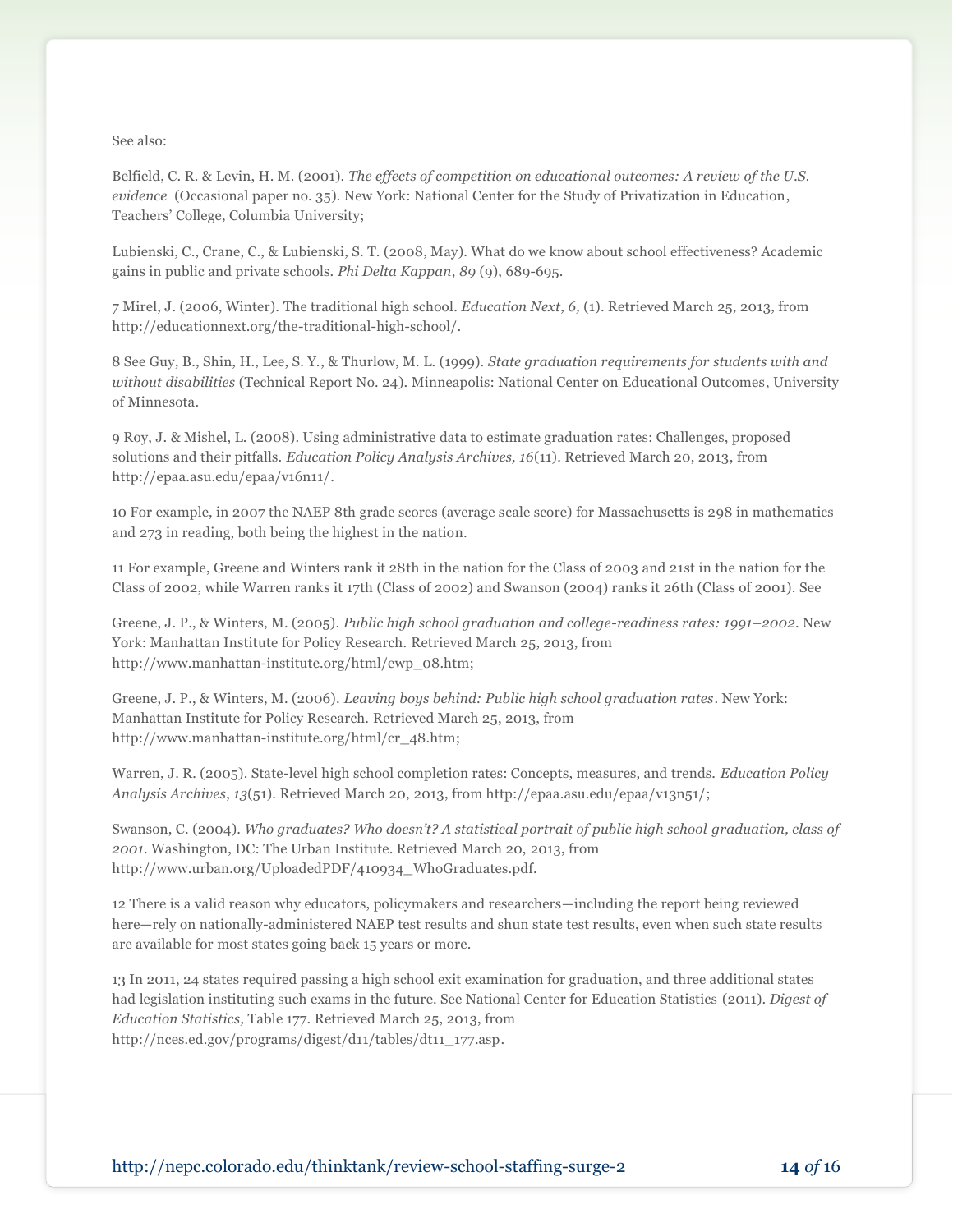See also:

Belfield, C. R. & Levin, H. M. (2001). *The effects of competition on educational outcomes: A review of the U.S. evidence* (Occasional paper no. 35). New York: National Center for the Study of Privatization in Education, Teachers' College, Columbia University;

Lubienski, C., Crane, C., & Lubienski, S. T. (2008, May). What do we know about school effectiveness? Academic gains in public and private schools. *Phi Delta Kappan*, *89* (9), 689-695.

7 Mirel, J. (2006, Winter). The traditional high school. *Education Next*, *6,* (1). Retrieved March 25, 2013, from http://educationnext.org/the-traditional-high-school/.

8 See Guy, B., Shin, H., Lee, S. Y., & Thurlow, M. L. (1999). *State graduation requirements for students with and without disabilities* (Technical Report No. 24). Minneapolis: National Center on Educational Outcomes, University of Minnesota.

9 Roy, J. & Mishel, L. (2008). Using administrative data to estimate graduation rates: Challenges, proposed solutions and their pitfalls. *Education Policy Analysis Archives, 16*(11). Retrieved March 20, 2013, from http://epaa.asu.edu/epaa/v16n11/.

10 For example, in 2007 the NAEP 8th grade scores (average scale score) for Massachusetts is 298 in mathematics and 273 in reading, both being the highest in the nation.

11 For example, Greene and Winters rank it 28th in the nation for the Class of 2003 and 21st in the nation for the Class of 2002, while Warren ranks it 17th (Class of 2002) and Swanson (2004) ranks it 26th (Class of 2001). See

Greene, J. P., & Winters, M. (2005). *Public high school graduation and college-readiness rates: 1991–2002*. New York: Manhattan Institute for Policy Research. Retrieved March 25, 2013, from http://www.manhattan-institute.org/html/ewp_08.htm;

Greene, J. P., & Winters, M. (2006). *Leaving boys behind: Public high school graduation rates*. New York: Manhattan Institute for Policy Research. Retrieved March 25, 2013, from http://www.manhattan-institute.org/html/cr_48.htm;

Warren, J. R. (2005). State-level high school completion rates: Concepts, measures, and trends. *Education Policy Analysis Archives*, *13*(51). Retrieved March 20, 2013, from http://epaa.asu.edu/epaa/v13n51/;

Swanson, C. (2004). *Who graduates? Who doesn't? A statistical portrait of public high school graduation, class of 2001*. Washington, DC: The Urban Institute. Retrieved March 20, 2013, from http://www.urban.org/UploadedPDF/410934_WhoGraduates.pdf.

12 There is a valid reason why educators, policymakers and researchers—including the report being reviewed here—rely on nationally-administered NAEP test results and shun state test results, even when such state results are available for most states going back 15 years or more.

13 In 2011, 24 states required passing a high school exit examination for graduation, and three additional states had legislation instituting such exams in the future. See National Center for Education Statistics (2011). *Digest of Education Statistics,* Table 177. Retrieved March 25, 2013, from http://nces.ed.gov/programs/digest/d11/tables/dt11_177.asp.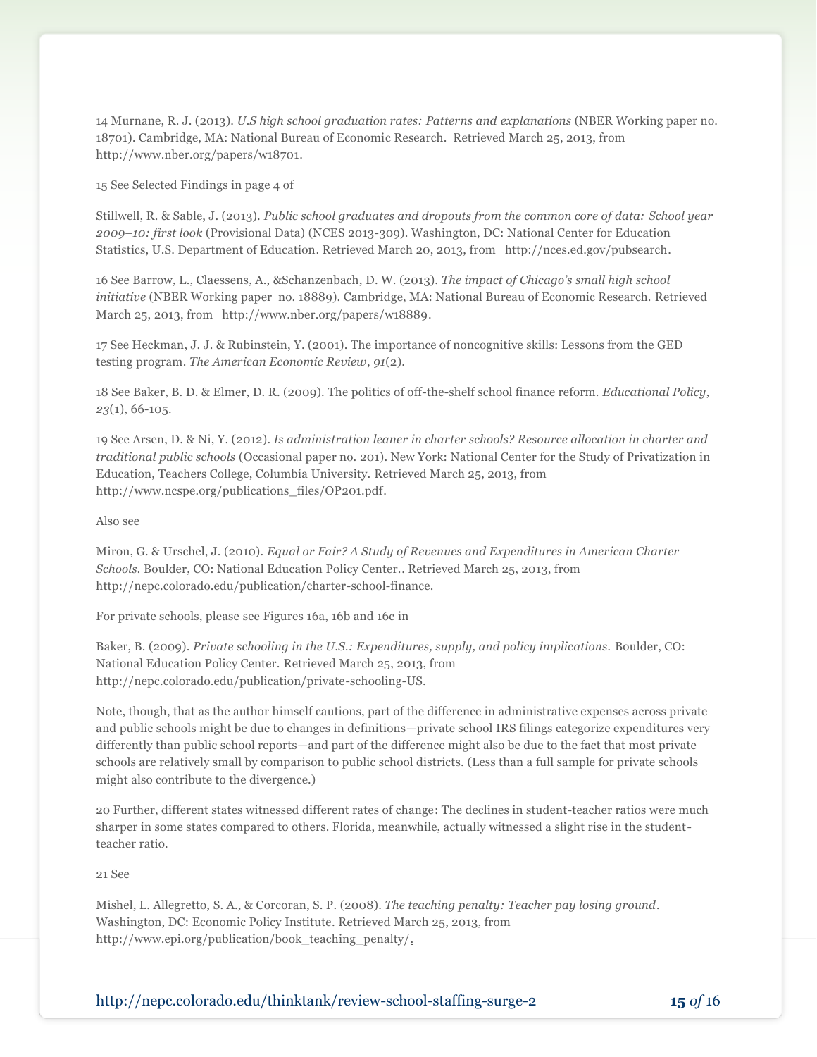14 Murnane, R. J. (2013). *U.S high school graduation rates: Patterns and explanations* (NBER Working paper no. 18701). Cambridge, MA: National Bureau of Economic Research. Retrieved March 25, 2013, from http://www.nber.org/papers/w18701.

15 See Selected Findings in page 4 of

Stillwell, R. & Sable, J. (2013). *Public school graduates and dropouts from the common core of data: School year 2009–10: first look* (Provisional Data) (NCES 2013-309). Washington, DC: National Center for Education Statistics, U.S. Department of Education. Retrieved March 20, 2013, from http://nces.ed.gov/pubsearch.

16 See Barrow, L., Claessens, A., &Schanzenbach, D. W. (2013). *The impact of Chicago's small high school initiative* (NBER Working paper no. 18889). Cambridge, MA: National Bureau of Economic Research. Retrieved March 25, 2013, from http://www.nber.org/papers/w18889.

17 See Heckman, J. J. & Rubinstein, Y. (2001). The importance of noncognitive skills: Lessons from the GED testing program. *The American Economic Review*, *91*(2).

18 See Baker, B. D. & Elmer, D. R. (2009). The politics of off-the-shelf school finance reform. *Educational Policy*, *23*(1), 66-105.

19 See Arsen, D. & Ni, Y. (2012). *Is administration leaner in charter schools? Resource allocation in charter and traditional public schools* (Occasional paper no. 201). New York: National Center for the Study of Privatization in Education, Teachers College, Columbia University. Retrieved March 25, 2013, from http://www.ncspe.org/publications_files/OP201.pdf.

Also see

Miron, G. & Urschel, J. (2010). *Equal or Fair? A Study of Revenues and Expenditures in American Charter Schools.* Boulder, CO: National Education Policy Center.. Retrieved March 25, 2013, from http://nepc.colorado.edu/publication/charter-school-finance.

For private schools, please see Figures 16a, 16b and 16c in

Baker, B. (2009). *Private schooling in the U.S.: Expenditures, supply, and policy implications.* Boulder, CO: National Education Policy Center. Retrieved March 25, 2013, from http://nepc.colorado.edu/publication/private-schooling-US.

Note, though, that as the author himself cautions, part of the difference in administrative expenses across private and public schools might be due to changes in definitions—private school IRS filings categorize expenditures very differently than public school reports—and part of the difference might also be due to the fact that most private schools are relatively small by comparison to public school districts. (Less than a full sample for private schools might also contribute to the divergence.)

20 Further, different states witnessed different rates of change: The declines in student-teacher ratios were much sharper in some states compared to others. Florida, meanwhile, actually witnessed a slight rise in the student-teacher ratio.

21 See

Mishel, L. Allegretto, S. A., & Corcoran, S. P. (2008). *The teaching penalty: Teacher pay losing ground*. Washington, DC: Economic Policy Institute. Retrieved March 25, 2013, from http://www.epi.org/publication/book_teaching_penalty/.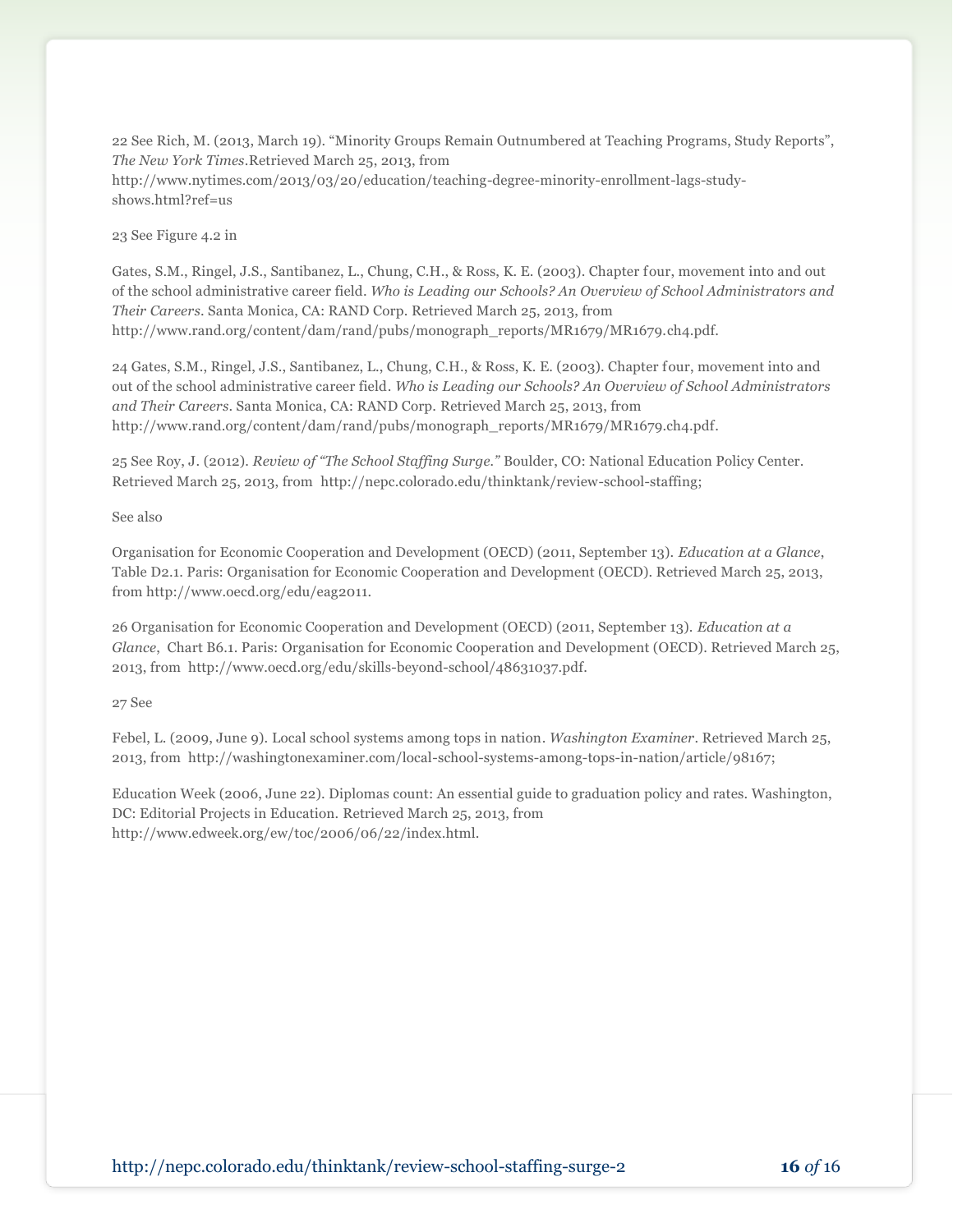22 See Rich, M. (2013, March 19). "Minority Groups Remain Outnumbered at Teaching Programs, Study Reports", *The New York Times*.Retrieved March 25, 2013, from http://www.nytimes.com/2013/03/20/education/teaching-degree-minority-enrollment-lags-study-shows.html?ref=us

23 See Figure 4.2 in

Gates, S.M., Ringel, J.S., Santibanez, L., Chung, C.H., & Ross, K. E. (2003). Chapter four, movement into and out of the school administrative career field. *Who is Leading our Schools? An Overview of School Administrators and Their Careers*. Santa Monica, CA: RAND Corp. Retrieved March 25, 2013, from http://www.rand.org/content/dam/rand/pubs/monograph_reports/MR1679/MR1679.ch4.pdf.

24 Gates, S.M., Ringel, J.S., Santibanez, L., Chung, C.H., & Ross, K. E. (2003). Chapter four, movement into and out of the school administrative career field. *Who is Leading our Schools? An Overview of School Administrators and Their Careers*. Santa Monica, CA: RAND Corp. Retrieved March 25, 2013, from http://www.rand.org/content/dam/rand/pubs/monograph_reports/MR1679/MR1679.ch4.pdf.

25 See Roy, J. (2012). *Review of "The School Staffing Surge."* Boulder, CO: National Education Policy Center. Retrieved March 25, 2013, from http://nepc.colorado.edu/thinktank/review-school-staffing;

See also

Organisation for Economic Cooperation and Development (OECD) (2011, September 13). *Education at a Glance*, Table D2.1. Paris: Organisation for Economic Cooperation and Development (OECD). Retrieved March 25, 2013, from http://www.oecd.org/edu/eag2011.

26 Organisation for Economic Cooperation and Development (OECD) (2011, September 13). *Education at a Glance*, Chart B6.1. Paris: Organisation for Economic Cooperation and Development (OECD). Retrieved March 25, 2013, from http://www.oecd.org/edu/skills-beyond-school/48631037.pdf.

27 See

Febel, L. (2009, June 9). Local school systems among tops in nation. *Washington Examiner*. Retrieved March 25, 2013, from http://washingtonexaminer.com/local-school-systems-among-tops-in-nation/article/98167;

Education Week (2006, June 22). Diplomas count: An essential guide to graduation policy and rates. Washington, DC: Editorial Projects in Education. Retrieved March 25, 2013, from http://www.edweek.org/ew/toc/2006/06/22/index.html.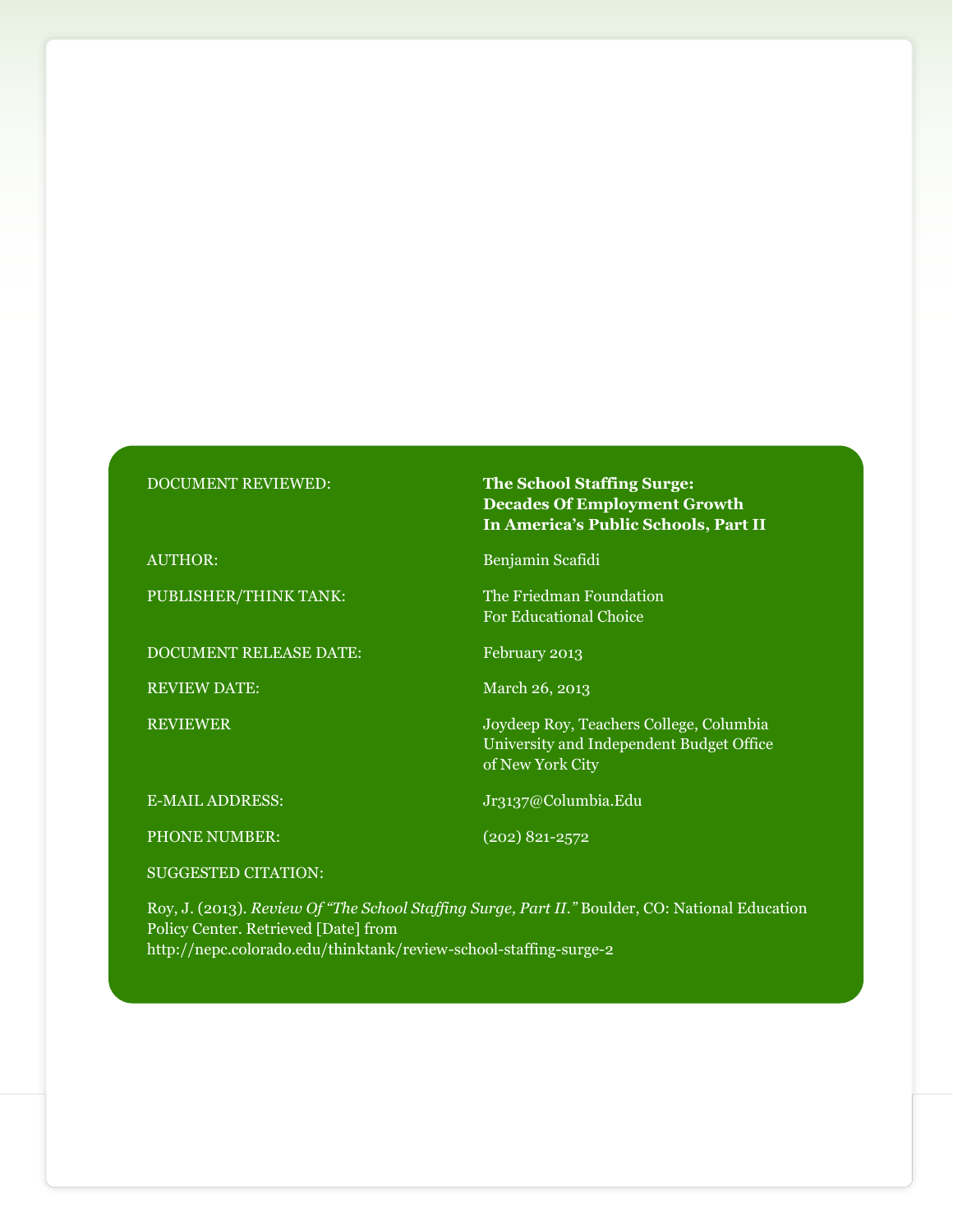| | |
|---|---|
| DOCUMENT REVIEWED: | **The School Staffing Surge: Decades Of Employment Growth In America's Public Schools, Part II** |
| AUTHOR: | Benjamin Scafidi |
| PUBLISHER/THINK TANK: | The Friedman Foundation For Educational Choice |
| DOCUMENT RELEASE DATE: | February 2013 |
| REVIEW DATE: | March 26, 2013 |
| REVIEWER | Joydeep Roy, Teachers College, Columbia University and Independent Budget Office of New York City |
| E-MAIL ADDRESS: | Jr3137@Columbia.Edu |
| PHONE NUMBER: | (202) 821-2572 |

SUGGESTED CITATION:

Roy, J. (2013). *Review Of "The School Staffing Surge, Part II."* Boulder, CO: National Education Policy Center. Retrieved [Date] from http://nepc.colorado.edu/thinktank/review-school-staffing-surge-2